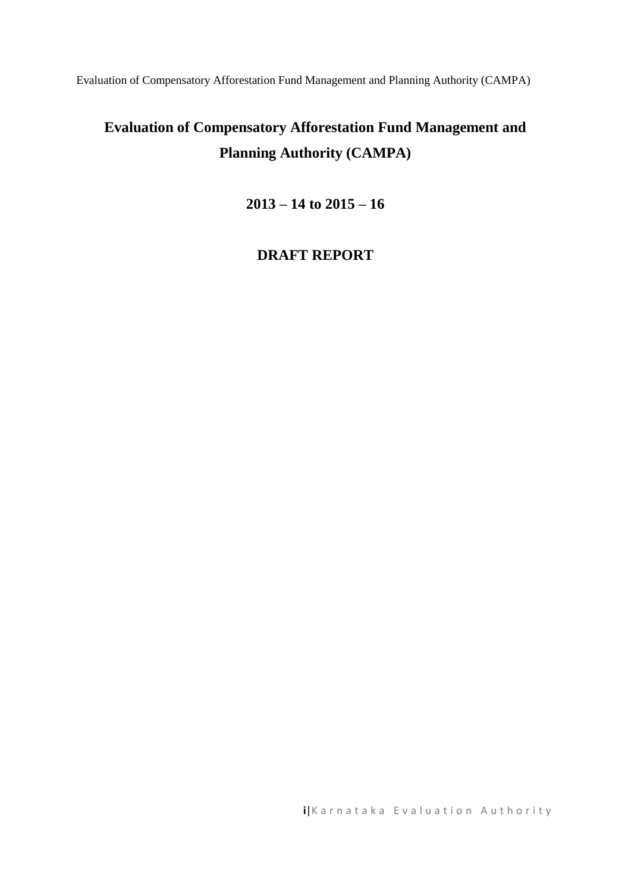# Evaluation of Compensatory Afforestation Fund Management and Planning Authority (CAMPA)

## 2013 – 14 to 2015 – 16

## DRAFT REPORT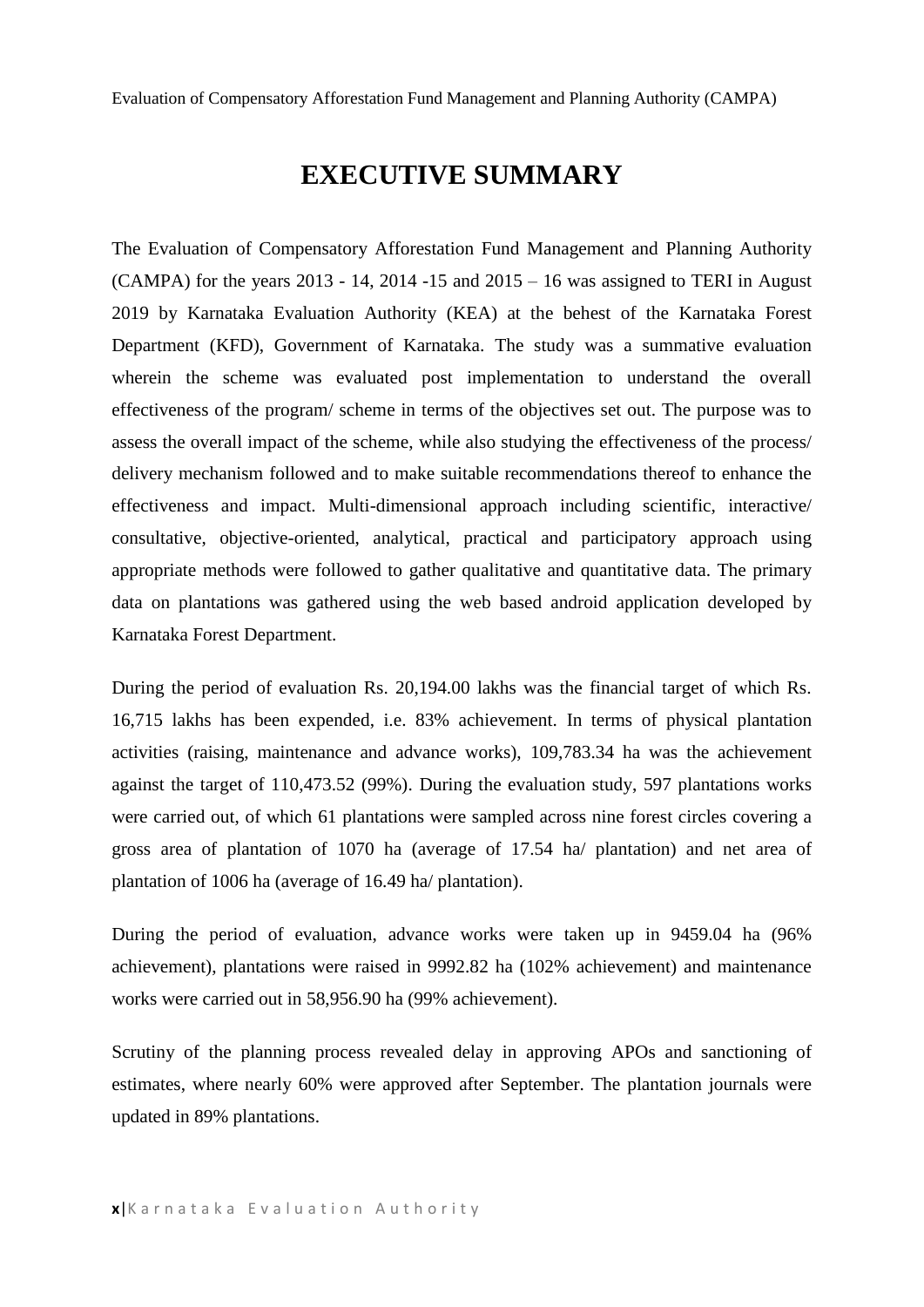# EXECUTIVE SUMMARY

The Evaluation of Compensatory Afforestation Fund Management and Planning Authority (CAMPA) for the years 2013 - 14, 2014 -15 and 2015 – 16 was assigned to TERI in August 2019 by Karnataka Evaluation Authority (KEA) at the behest of the Karnataka Forest Department (KFD), Government of Karnataka. The study was a summative evaluation wherein the scheme was evaluated post implementation to understand the overall effectiveness of the program/ scheme in terms of the objectives set out. The purpose was to assess the overall impact of the scheme, while also studying the effectiveness of the process/ delivery mechanism followed and to make suitable recommendations thereof to enhance the effectiveness and impact. Multi-dimensional approach including scientific, interactive/ consultative, objective-oriented, analytical, practical and participatory approach using appropriate methods were followed to gather qualitative and quantitative data. The primary data on plantations was gathered using the web based android application developed by Karnataka Forest Department.

During the period of evaluation Rs. 20,194.00 lakhs was the financial target of which Rs. 16,715 lakhs has been expended, i.e. 83% achievement. In terms of physical plantation activities (raising, maintenance and advance works), 109,783.34 ha was the achievement against the target of 110,473.52 (99%). During the evaluation study, 597 plantations works were carried out, of which 61 plantations were sampled across nine forest circles covering a gross area of plantation of 1070 ha (average of 17.54 ha/ plantation) and net area of plantation of 1006 ha (average of 16.49 ha/ plantation).

During the period of evaluation, advance works were taken up in 9459.04 ha (96% achievement), plantations were raised in 9992.82 ha (102% achievement) and maintenance works were carried out in 58,956.90 ha (99% achievement).

Scrutiny of the planning process revealed delay in approving APOs and sanctioning of estimates, where nearly 60% were approved after September. The plantation journals were updated in 89% plantations.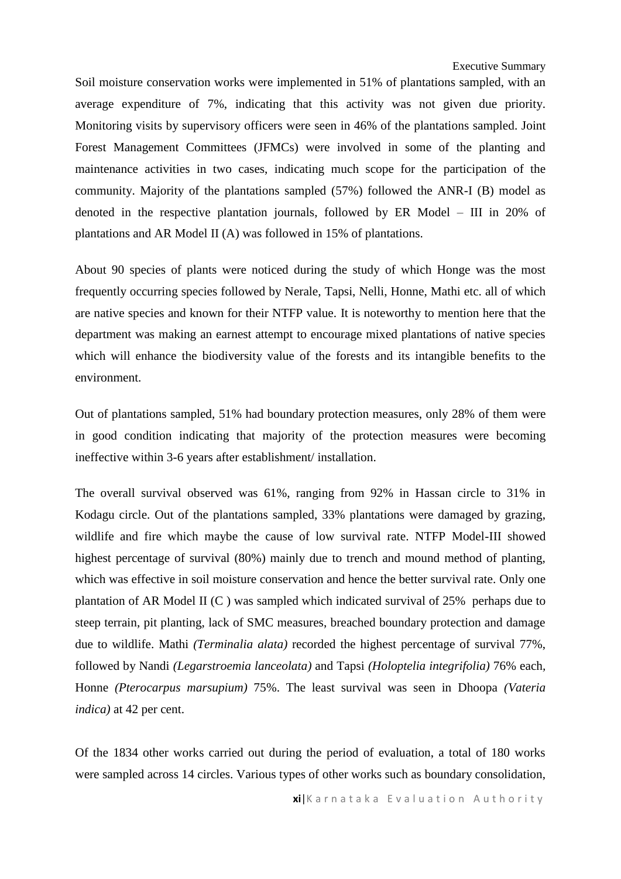Soil moisture conservation works were implemented in 51% of plantations sampled, with an average expenditure of 7%, indicating that this activity was not given due priority. Monitoring visits by supervisory officers were seen in 46% of the plantations sampled. Joint Forest Management Committees (JFMCs) were involved in some of the planting and maintenance activities in two cases, indicating much scope for the participation of the community. Majority of the plantations sampled (57%) followed the ANR-I (B) model as denoted in the respective plantation journals, followed by ER Model – III in 20% of plantations and AR Model II (A) was followed in 15% of plantations.

About 90 species of plants were noticed during the study of which Honge was the most frequently occurring species followed by Nerale, Tapsi, Nelli, Honne, Mathi etc. all of which are native species and known for their NTFP value. It is noteworthy to mention here that the department was making an earnest attempt to encourage mixed plantations of native species which will enhance the biodiversity value of the forests and its intangible benefits to the environment.

Out of plantations sampled, 51% had boundary protection measures, only 28% of them were in good condition indicating that majority of the protection measures were becoming ineffective within 3-6 years after establishment/ installation.

The overall survival observed was 61%, ranging from 92% in Hassan circle to 31% in Kodagu circle. Out of the plantations sampled, 33% plantations were damaged by grazing, wildlife and fire which maybe the cause of low survival rate. NTFP Model-III showed highest percentage of survival (80%) mainly due to trench and mound method of planting, which was effective in soil moisture conservation and hence the better survival rate. Only one plantation of AR Model II (C ) was sampled which indicated survival of 25% perhaps due to steep terrain, pit planting, lack of SMC measures, breached boundary protection and damage due to wildlife. Mathi *(Terminalia alata)* recorded the highest percentage of survival 77%, followed by Nandi *(Legarstroemia lanceolata)* and Tapsi *(Holoptelia integrifolia)* 76% each, Honne *(Pterocarpus marsupium)* 75%. The least survival was seen in Dhoopa *(Vateria indica)* at 42 per cent.

Of the 1834 other works carried out during the period of evaluation, a total of 180 works were sampled across 14 circles. Various types of other works such as boundary consolidation,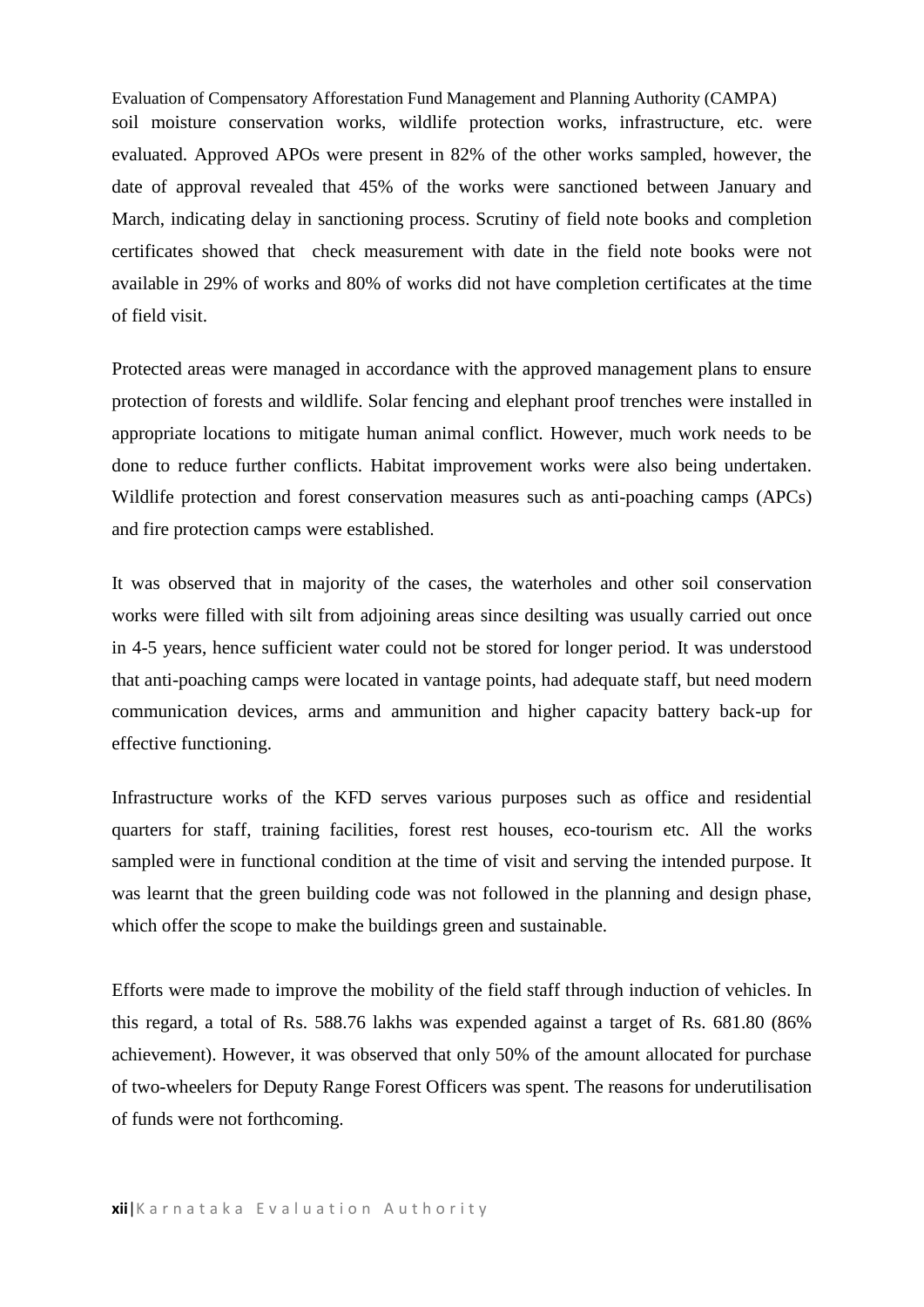soil moisture conservation works, wildlife protection works, infrastructure, etc. were evaluated. Approved APOs were present in 82% of the other works sampled, however, the date of approval revealed that 45% of the works were sanctioned between January and March, indicating delay in sanctioning process. Scrutiny of field note books and completion certificates showed that check measurement with date in the field note books were not available in 29% of works and 80% of works did not have completion certificates at the time of field visit.

Protected areas were managed in accordance with the approved management plans to ensure protection of forests and wildlife. Solar fencing and elephant proof trenches were installed in appropriate locations to mitigate human animal conflict. However, much work needs to be done to reduce further conflicts. Habitat improvement works were also being undertaken. Wildlife protection and forest conservation measures such as anti-poaching camps (APCs) and fire protection camps were established.

It was observed that in majority of the cases, the waterholes and other soil conservation works were filled with silt from adjoining areas since desilting was usually carried out once in 4-5 years, hence sufficient water could not be stored for longer period. It was understood that anti-poaching camps were located in vantage points, had adequate staff, but need modern communication devices, arms and ammunition and higher capacity battery back-up for effective functioning.

Infrastructure works of the KFD serves various purposes such as office and residential quarters for staff, training facilities, forest rest houses, eco-tourism etc. All the works sampled were in functional condition at the time of visit and serving the intended purpose. It was learnt that the green building code was not followed in the planning and design phase, which offer the scope to make the buildings green and sustainable.

Efforts were made to improve the mobility of the field staff through induction of vehicles. In this regard, a total of Rs. 588.76 lakhs was expended against a target of Rs. 681.80 (86% achievement). However, it was observed that only 50% of the amount allocated for purchase of two-wheelers for Deputy Range Forest Officers was spent. The reasons for underutilisation of funds were not forthcoming.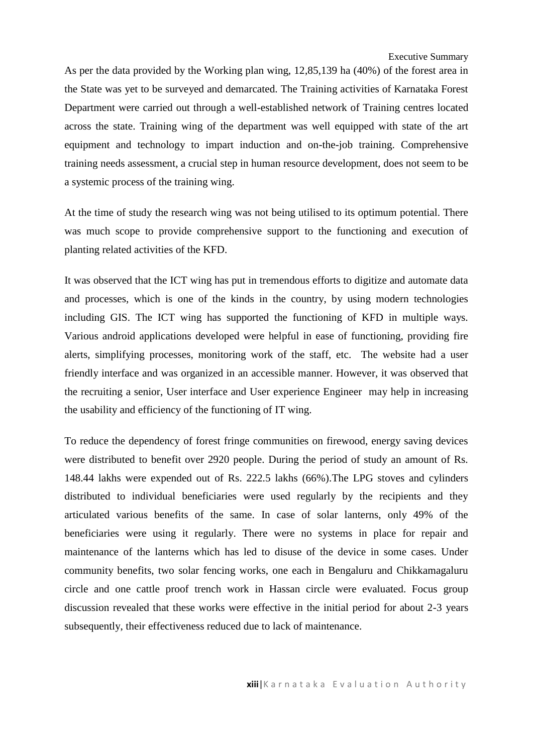As per the data provided by the Working plan wing, 12,85,139 ha (40%) of the forest area in the State was yet to be surveyed and demarcated. The Training activities of Karnataka Forest Department were carried out through a well-established network of Training centres located across the state. Training wing of the department was well equipped with state of the art equipment and technology to impart induction and on-the-job training. Comprehensive training needs assessment, a crucial step in human resource development, does not seem to be a systemic process of the training wing.

At the time of study the research wing was not being utilised to its optimum potential. There was much scope to provide comprehensive support to the functioning and execution of planting related activities of the KFD.

It was observed that the ICT wing has put in tremendous efforts to digitize and automate data and processes, which is one of the kinds in the country, by using modern technologies including GIS. The ICT wing has supported the functioning of KFD in multiple ways. Various android applications developed were helpful in ease of functioning, providing fire alerts, simplifying processes, monitoring work of the staff, etc. The website had a user friendly interface and was organized in an accessible manner. However, it was observed that the recruiting a senior, User interface and User experience Engineer may help in increasing the usability and efficiency of the functioning of IT wing.

To reduce the dependency of forest fringe communities on firewood, energy saving devices were distributed to benefit over 2920 people. During the period of study an amount of Rs. 148.44 lakhs were expended out of Rs. 222.5 lakhs (66%).The LPG stoves and cylinders distributed to individual beneficiaries were used regularly by the recipients and they articulated various benefits of the same. In case of solar lanterns, only 49% of the beneficiaries were using it regularly. There were no systems in place for repair and maintenance of the lanterns which has led to disuse of the device in some cases. Under community benefits, two solar fencing works, one each in Bengaluru and Chikkamagaluru circle and one cattle proof trench work in Hassan circle were evaluated. Focus group discussion revealed that these works were effective in the initial period for about 2-3 years subsequently, their effectiveness reduced due to lack of maintenance.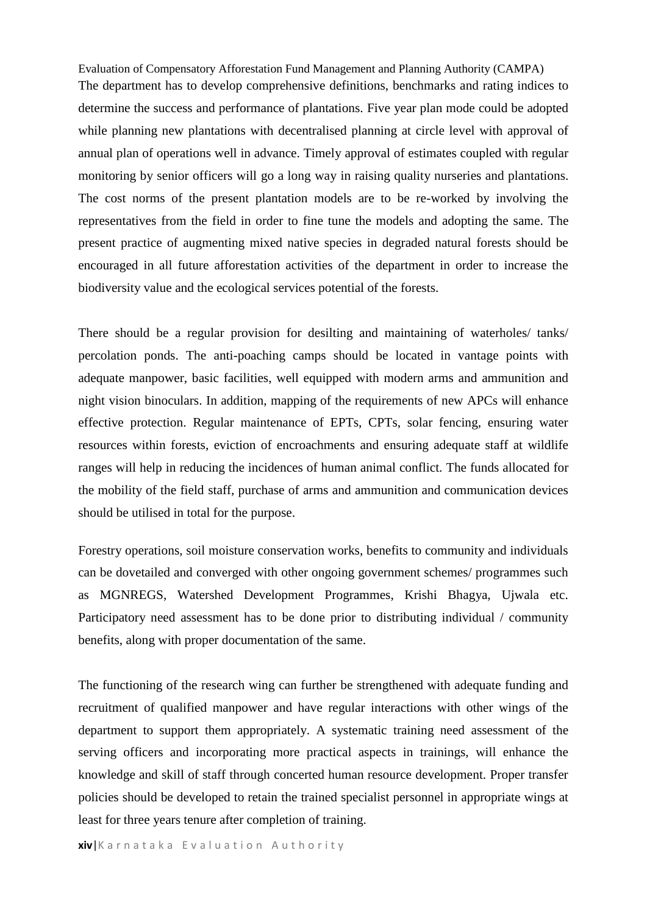The department has to develop comprehensive definitions, benchmarks and rating indices to determine the success and performance of plantations. Five year plan mode could be adopted while planning new plantations with decentralised planning at circle level with approval of annual plan of operations well in advance. Timely approval of estimates coupled with regular monitoring by senior officers will go a long way in raising quality nurseries and plantations. The cost norms of the present plantation models are to be re-worked by involving the representatives from the field in order to fine tune the models and adopting the same. The present practice of augmenting mixed native species in degraded natural forests should be encouraged in all future afforestation activities of the department in order to increase the biodiversity value and the ecological services potential of the forests.

There should be a regular provision for desilting and maintaining of waterholes/ tanks/ percolation ponds. The anti-poaching camps should be located in vantage points with adequate manpower, basic facilities, well equipped with modern arms and ammunition and night vision binoculars. In addition, mapping of the requirements of new APCs will enhance effective protection. Regular maintenance of EPTs, CPTs, solar fencing, ensuring water resources within forests, eviction of encroachments and ensuring adequate staff at wildlife ranges will help in reducing the incidences of human animal conflict. The funds allocated for the mobility of the field staff, purchase of arms and ammunition and communication devices should be utilised in total for the purpose.

Forestry operations, soil moisture conservation works, benefits to community and individuals can be dovetailed and converged with other ongoing government schemes/ programmes such as MGNREGS, Watershed Development Programmes, Krishi Bhagya, Ujwala etc. Participatory need assessment has to be done prior to distributing individual / community benefits, along with proper documentation of the same.

The functioning of the research wing can further be strengthened with adequate funding and recruitment of qualified manpower and have regular interactions with other wings of the department to support them appropriately. A systematic training need assessment of the serving officers and incorporating more practical aspects in trainings, will enhance the knowledge and skill of staff through concerted human resource development. Proper transfer policies should be developed to retain the trained specialist personnel in appropriate wings at least for three years tenure after completion of training.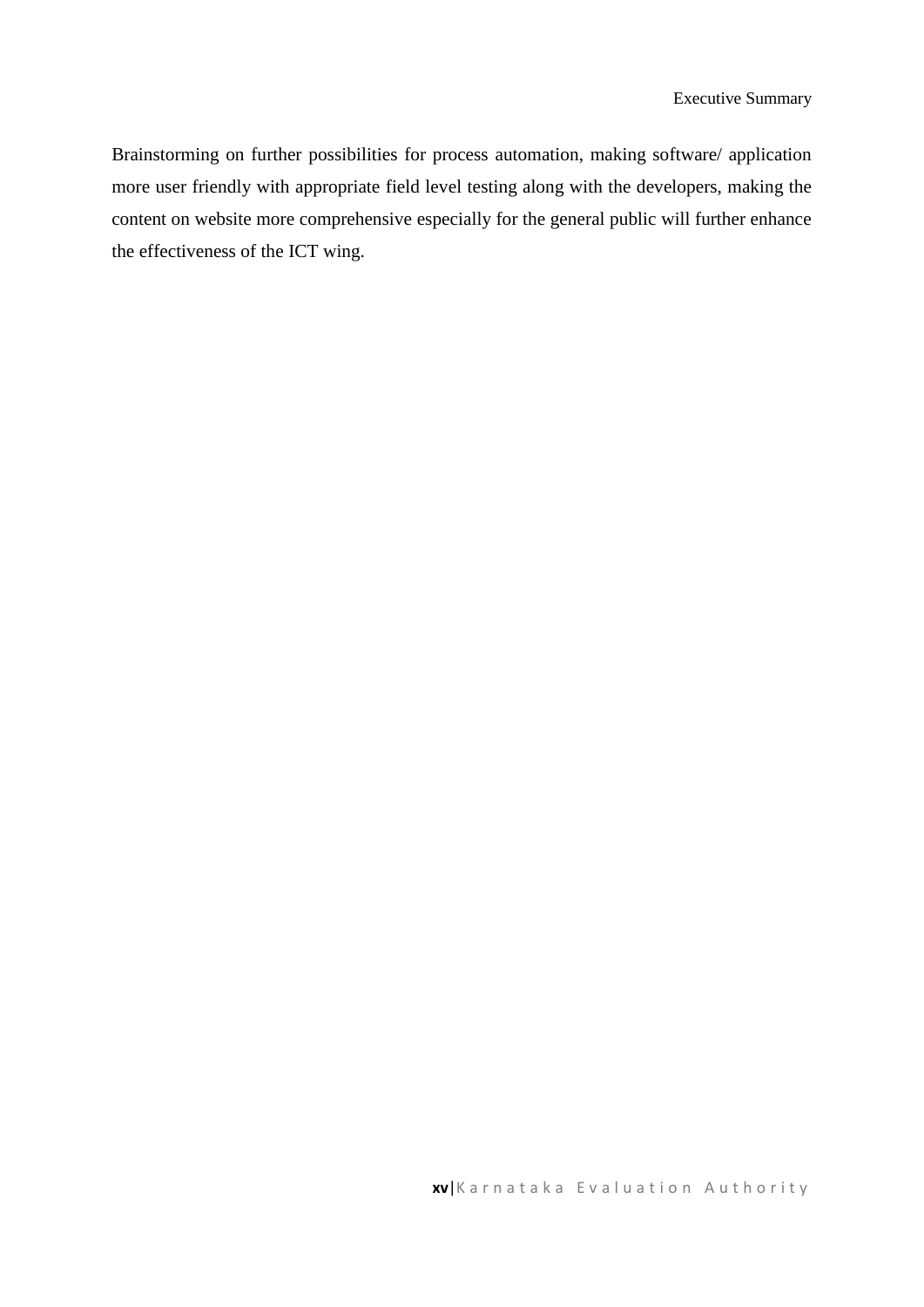Brainstorming on further possibilities for process automation, making software/ application more user friendly with appropriate field level testing along with the developers, making the content on website more comprehensive especially for the general public will further enhance the effectiveness of the ICT wing.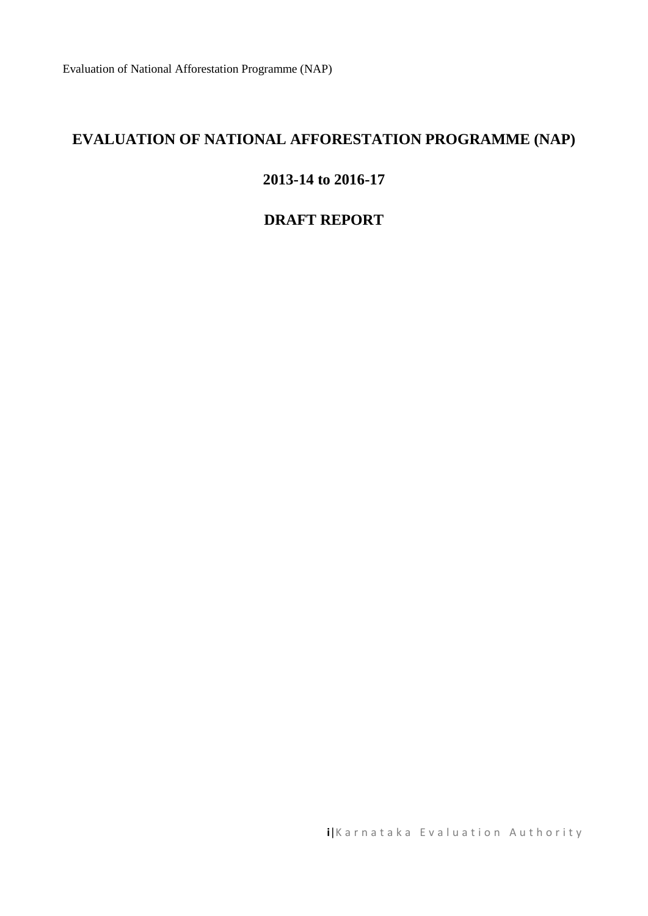# EVALUATION OF NATIONAL AFFORESTATION PROGRAMME (NAP)

## 2013-14 to 2016-17

## DRAFT REPORT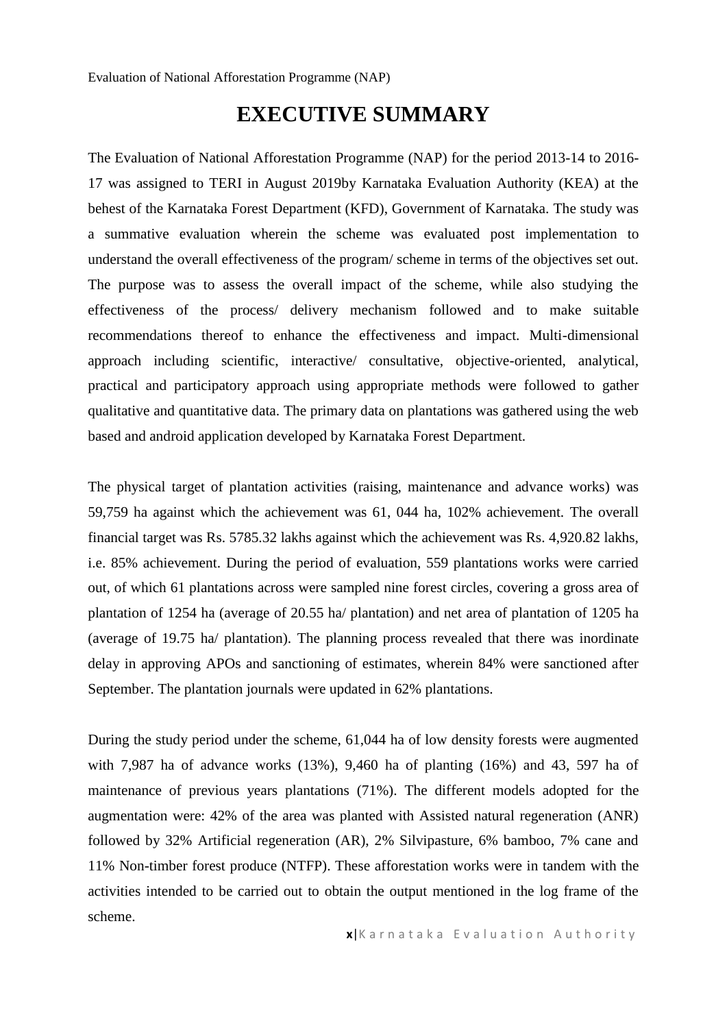# EXECUTIVE SUMMARY

The Evaluation of National Afforestation Programme (NAP) for the period 2013-14 to 2016-17 was assigned to TERI in August 2019by Karnataka Evaluation Authority (KEA) at the behest of the Karnataka Forest Department (KFD), Government of Karnataka. The study was a summative evaluation wherein the scheme was evaluated post implementation to understand the overall effectiveness of the program/ scheme in terms of the objectives set out. The purpose was to assess the overall impact of the scheme, while also studying the effectiveness of the process/ delivery mechanism followed and to make suitable recommendations thereof to enhance the effectiveness and impact. Multi-dimensional approach including scientific, interactive/ consultative, objective-oriented, analytical, practical and participatory approach using appropriate methods were followed to gather qualitative and quantitative data. The primary data on plantations was gathered using the web based and android application developed by Karnataka Forest Department.

The physical target of plantation activities (raising, maintenance and advance works) was 59,759 ha against which the achievement was 61, 044 ha, 102% achievement. The overall financial target was Rs. 5785.32 lakhs against which the achievement was Rs. 4,920.82 lakhs, i.e. 85% achievement. During the period of evaluation, 559 plantations works were carried out, of which 61 plantations across were sampled nine forest circles, covering a gross area of plantation of 1254 ha (average of 20.55 ha/ plantation) and net area of plantation of 1205 ha (average of 19.75 ha/ plantation). The planning process revealed that there was inordinate delay in approving APOs and sanctioning of estimates, wherein 84% were sanctioned after September. The plantation journals were updated in 62% plantations.

During the study period under the scheme, 61,044 ha of low density forests were augmented with 7,987 ha of advance works (13%), 9,460 ha of planting (16%) and 43, 597 ha of maintenance of previous years plantations (71%). The different models adopted for the augmentation were: 42% of the area was planted with Assisted natural regeneration (ANR) followed by 32% Artificial regeneration (AR), 2% Silvipasture, 6% bamboo, 7% cane and 11% Non-timber forest produce (NTFP). These afforestation works were in tandem with the activities intended to be carried out to obtain the output mentioned in the log frame of the scheme.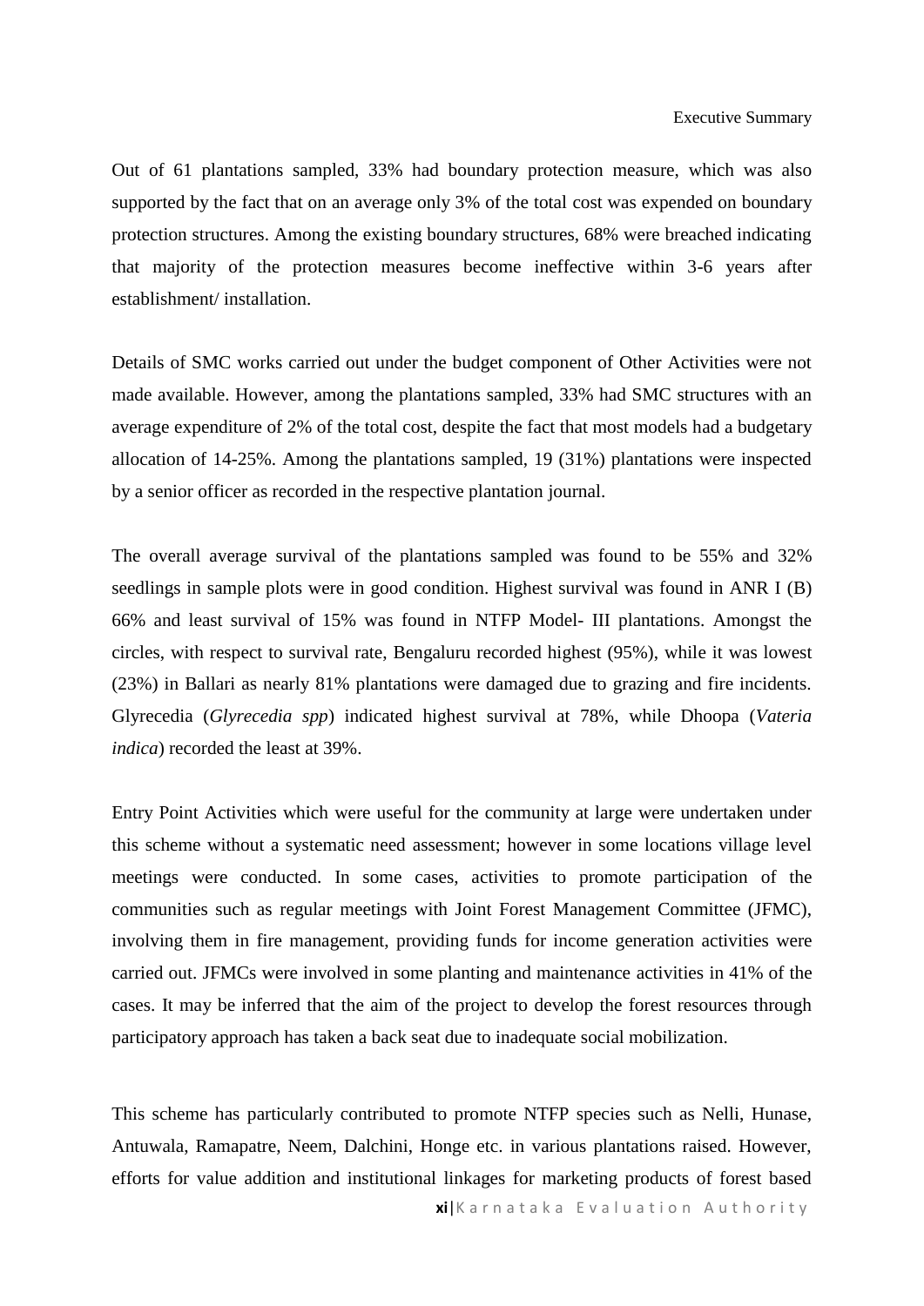Out of 61 plantations sampled, 33% had boundary protection measure, which was also supported by the fact that on an average only 3% of the total cost was expended on boundary protection structures. Among the existing boundary structures, 68% were breached indicating that majority of the protection measures become ineffective within 3-6 years after establishment/ installation.

Details of SMC works carried out under the budget component of Other Activities were not made available. However, among the plantations sampled, 33% had SMC structures with an average expenditure of 2% of the total cost, despite the fact that most models had a budgetary allocation of 14-25%. Among the plantations sampled, 19 (31%) plantations were inspected by a senior officer as recorded in the respective plantation journal.

The overall average survival of the plantations sampled was found to be 55% and 32% seedlings in sample plots were in good condition. Highest survival was found in ANR I (B) 66% and least survival of 15% was found in NTFP Model- III plantations. Amongst the circles, with respect to survival rate, Bengaluru recorded highest (95%), while it was lowest (23%) in Ballari as nearly 81% plantations were damaged due to grazing and fire incidents. Glyrecedia (*Glyrecedia spp*) indicated highest survival at 78%, while Dhoopa (*Vateria indica*) recorded the least at 39%.

Entry Point Activities which were useful for the community at large were undertaken under this scheme without a systematic need assessment; however in some locations village level meetings were conducted. In some cases, activities to promote participation of the communities such as regular meetings with Joint Forest Management Committee (JFMC), involving them in fire management, providing funds for income generation activities were carried out. JFMCs were involved in some planting and maintenance activities in 41% of the cases. It may be inferred that the aim of the project to develop the forest resources through participatory approach has taken a back seat due to inadequate social mobilization.

This scheme has particularly contributed to promote NTFP species such as Nelli, Hunase, Antuwala, Ramapatre, Neem, Dalchini, Honge etc. in various plantations raised. However, efforts for value addition and institutional linkages for marketing products of forest based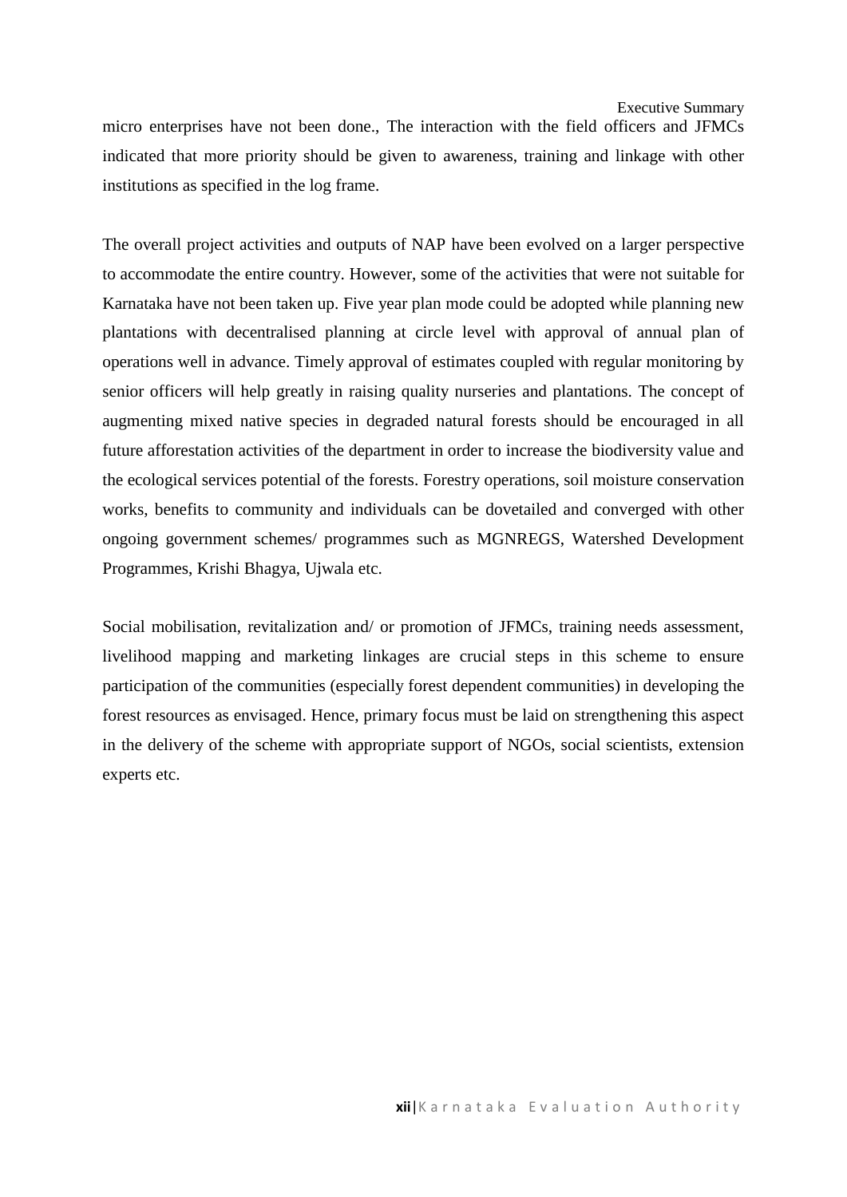micro enterprises have not been done., The interaction with the field officers and JFMCs indicated that more priority should be given to awareness, training and linkage with other institutions as specified in the log frame.

The overall project activities and outputs of NAP have been evolved on a larger perspective to accommodate the entire country. However, some of the activities that were not suitable for Karnataka have not been taken up. Five year plan mode could be adopted while planning new plantations with decentralised planning at circle level with approval of annual plan of operations well in advance. Timely approval of estimates coupled with regular monitoring by senior officers will help greatly in raising quality nurseries and plantations. The concept of augmenting mixed native species in degraded natural forests should be encouraged in all future afforestation activities of the department in order to increase the biodiversity value and the ecological services potential of the forests. Forestry operations, soil moisture conservation works, benefits to community and individuals can be dovetailed and converged with other ongoing government schemes/ programmes such as MGNREGS, Watershed Development Programmes, Krishi Bhagya, Ujwala etc.

Social mobilisation, revitalization and/ or promotion of JFMCs, training needs assessment, livelihood mapping and marketing linkages are crucial steps in this scheme to ensure participation of the communities (especially forest dependent communities) in developing the forest resources as envisaged. Hence, primary focus must be laid on strengthening this aspect in the delivery of the scheme with appropriate support of NGOs, social scientists, extension experts etc.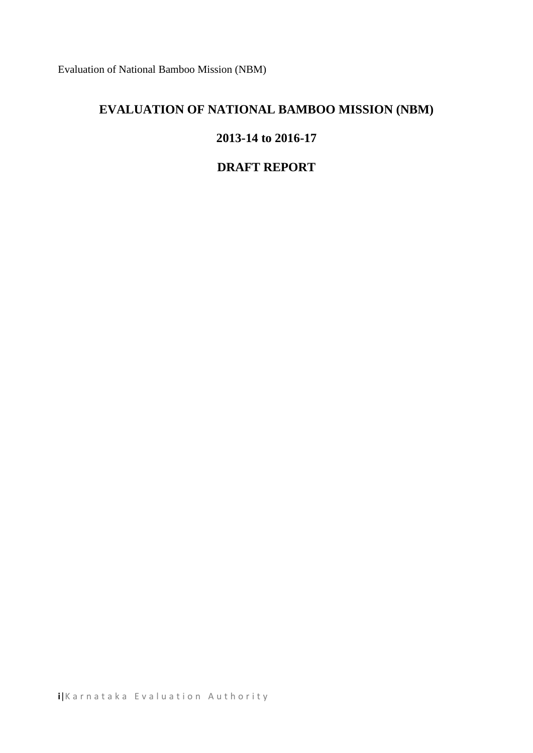# EVALUATION OF NATIONAL BAMBOO MISSION (NBM)

# 2013-14 to 2016-17

# DRAFT REPORT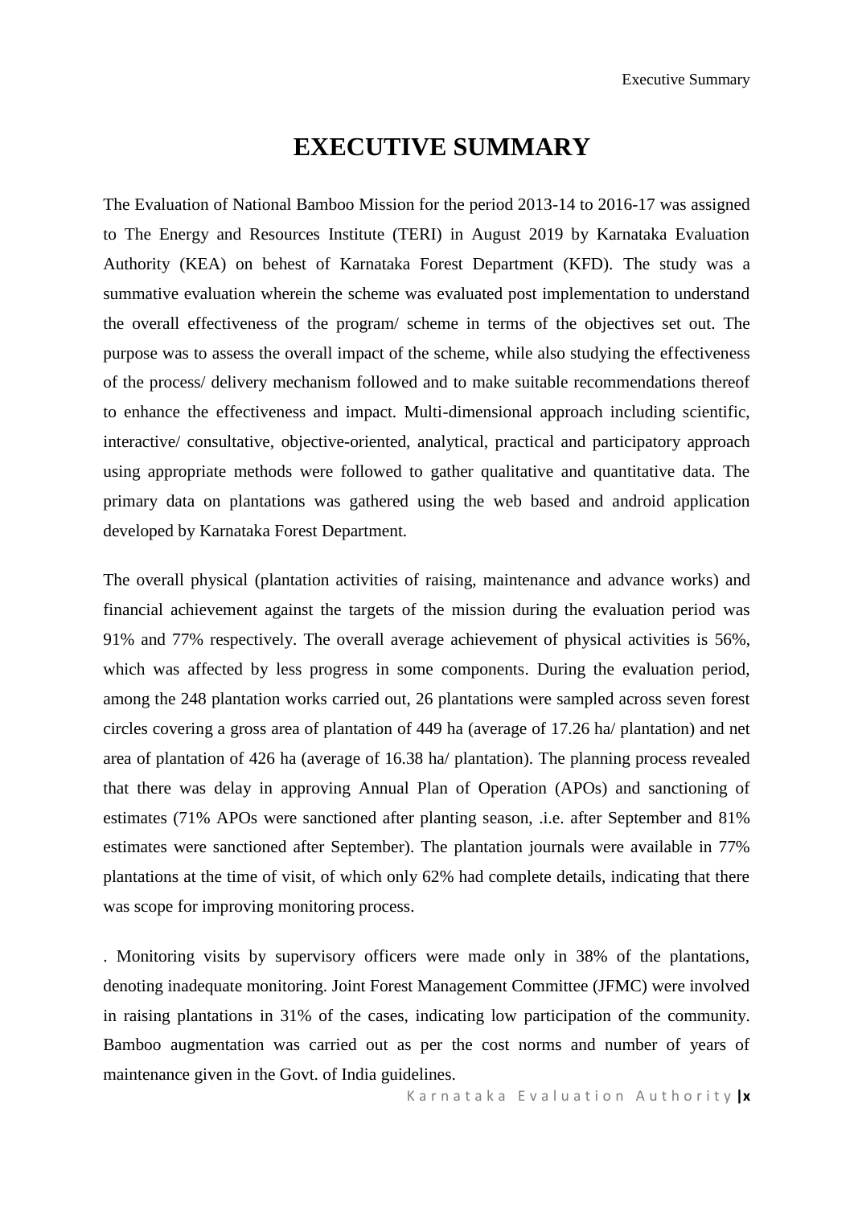# EXECUTIVE SUMMARY

The Evaluation of National Bamboo Mission for the period 2013-14 to 2016-17 was assigned to The Energy and Resources Institute (TERI) in August 2019 by Karnataka Evaluation Authority (KEA) on behest of Karnataka Forest Department (KFD). The study was a summative evaluation wherein the scheme was evaluated post implementation to understand the overall effectiveness of the program/ scheme in terms of the objectives set out. The purpose was to assess the overall impact of the scheme, while also studying the effectiveness of the process/ delivery mechanism followed and to make suitable recommendations thereof to enhance the effectiveness and impact. Multi-dimensional approach including scientific, interactive/ consultative, objective-oriented, analytical, practical and participatory approach using appropriate methods were followed to gather qualitative and quantitative data. The primary data on plantations was gathered using the web based and android application developed by Karnataka Forest Department.

The overall physical (plantation activities of raising, maintenance and advance works) and financial achievement against the targets of the mission during the evaluation period was 91% and 77% respectively. The overall average achievement of physical activities is 56%, which was affected by less progress in some components. During the evaluation period, among the 248 plantation works carried out, 26 plantations were sampled across seven forest circles covering a gross area of plantation of 449 ha (average of 17.26 ha/ plantation) and net area of plantation of 426 ha (average of 16.38 ha/ plantation). The planning process revealed that there was delay in approving Annual Plan of Operation (APOs) and sanctioning of estimates (71% APOs were sanctioned after planting season, .i.e. after September and 81% estimates were sanctioned after September). The plantation journals were available in 77% plantations at the time of visit, of which only 62% had complete details, indicating that there was scope for improving monitoring process.

. Monitoring visits by supervisory officers were made only in 38% of the plantations, denoting inadequate monitoring. Joint Forest Management Committee (JFMC) were involved in raising plantations in 31% of the cases, indicating low participation of the community. Bamboo augmentation was carried out as per the cost norms and number of years of maintenance given in the Govt. of India guidelines.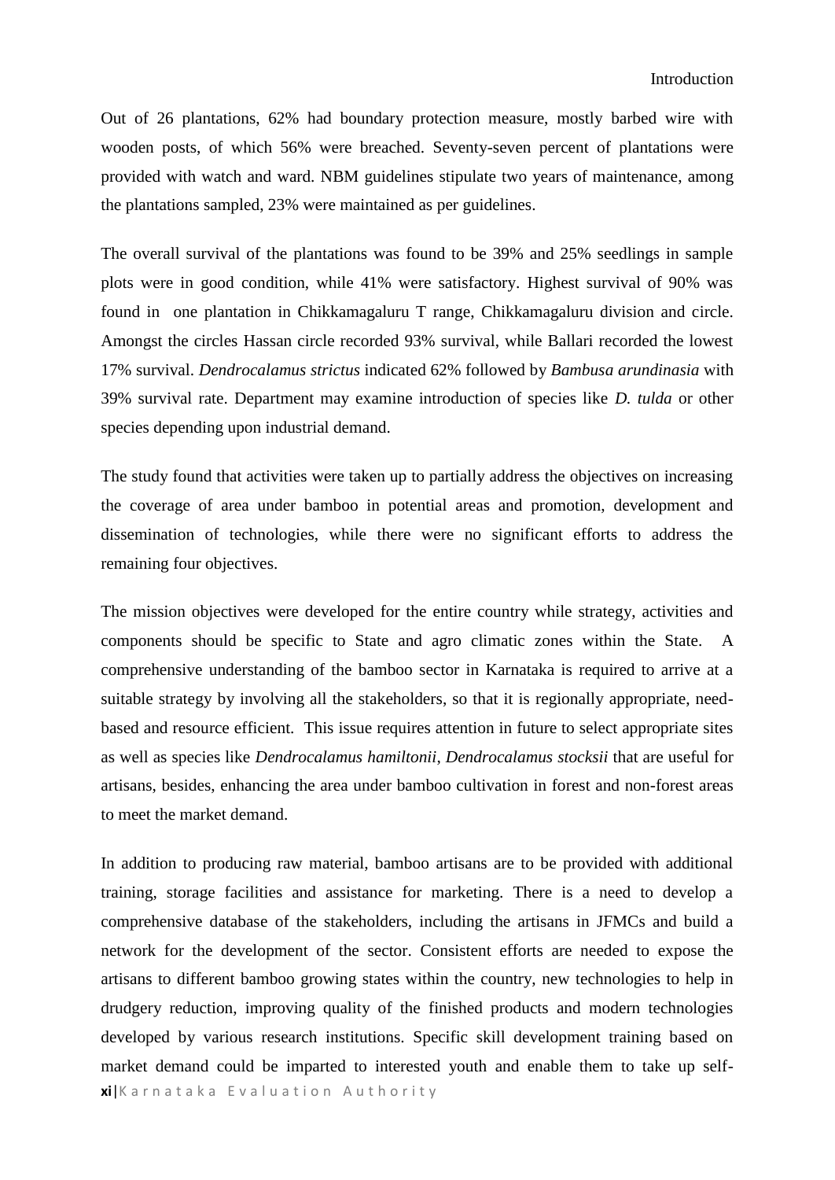Out of 26 plantations, 62% had boundary protection measure, mostly barbed wire with wooden posts, of which 56% were breached. Seventy-seven percent of plantations were provided with watch and ward. NBM guidelines stipulate two years of maintenance, among the plantations sampled, 23% were maintained as per guidelines.

The overall survival of the plantations was found to be 39% and 25% seedlings in sample plots were in good condition, while 41% were satisfactory. Highest survival of 90% was found in one plantation in Chikkamagaluru T range, Chikkamagaluru division and circle. Amongst the circles Hassan circle recorded 93% survival, while Ballari recorded the lowest 17% survival. *Dendrocalamus strictus* indicated 62% followed by *Bambusa arundinasia* with 39% survival rate. Department may examine introduction of species like *D. tulda* or other species depending upon industrial demand.

The study found that activities were taken up to partially address the objectives on increasing the coverage of area under bamboo in potential areas and promotion, development and dissemination of technologies, while there were no significant efforts to address the remaining four objectives.

The mission objectives were developed for the entire country while strategy, activities and components should be specific to State and agro climatic zones within the State. A comprehensive understanding of the bamboo sector in Karnataka is required to arrive at a suitable strategy by involving all the stakeholders, so that it is regionally appropriate, need-based and resource efficient. This issue requires attention in future to select appropriate sites as well as species like *Dendrocalamus hamiltonii*, *Dendrocalamus stocksii* that are useful for artisans, besides, enhancing the area under bamboo cultivation in forest and non-forest areas to meet the market demand.

In addition to producing raw material, bamboo artisans are to be provided with additional training, storage facilities and assistance for marketing. There is a need to develop a comprehensive database of the stakeholders, including the artisans in JFMCs and build a network for the development of the sector. Consistent efforts are needed to expose the artisans to different bamboo growing states within the country, new technologies to help in drudgery reduction, improving quality of the finished products and modern technologies developed by various research institutions. Specific skill development training based on market demand could be imparted to interested youth and enable them to take up self-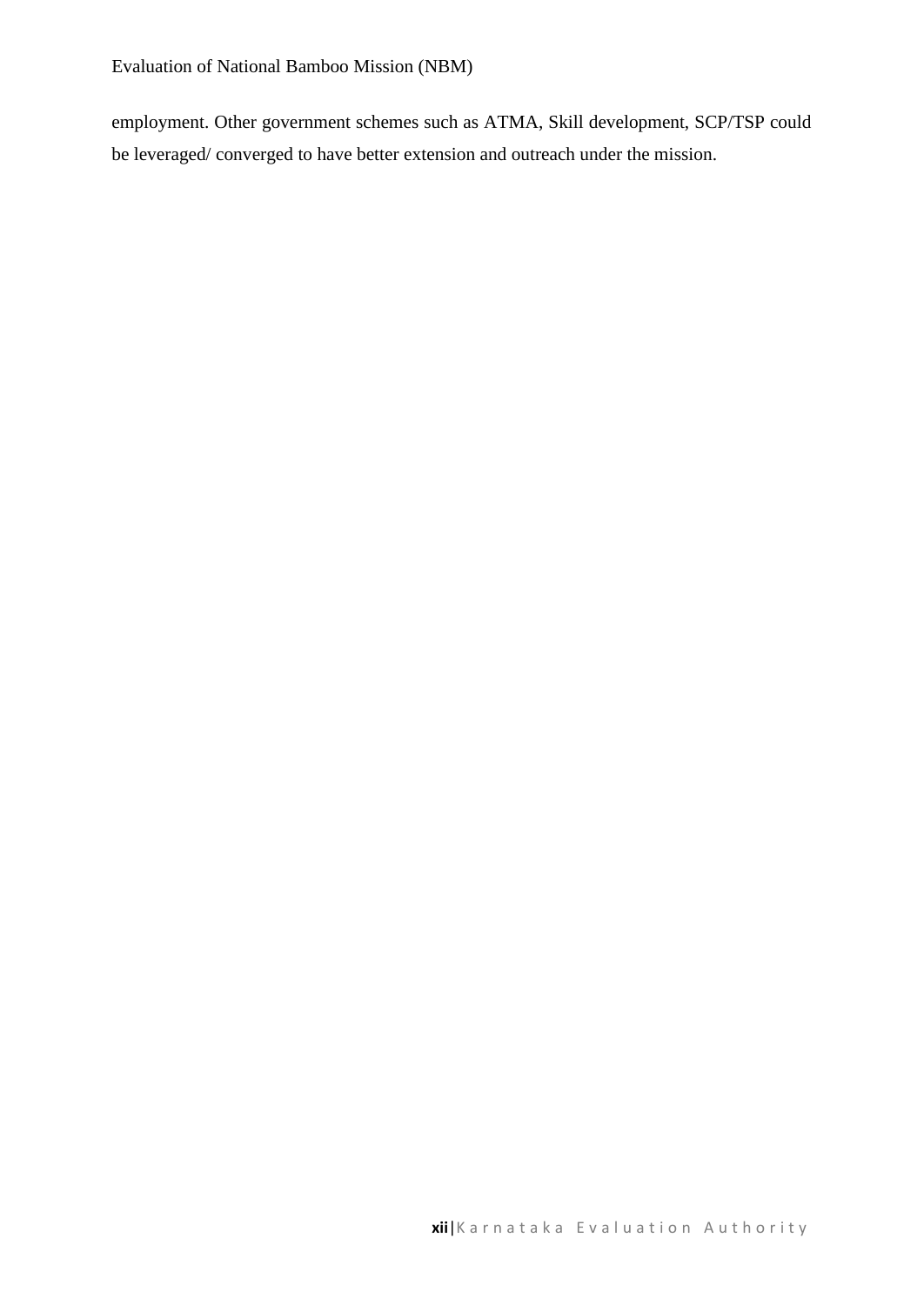employment. Other government schemes such as ATMA, Skill development, SCP/TSP could be leveraged/ converged to have better extension and outreach under the mission.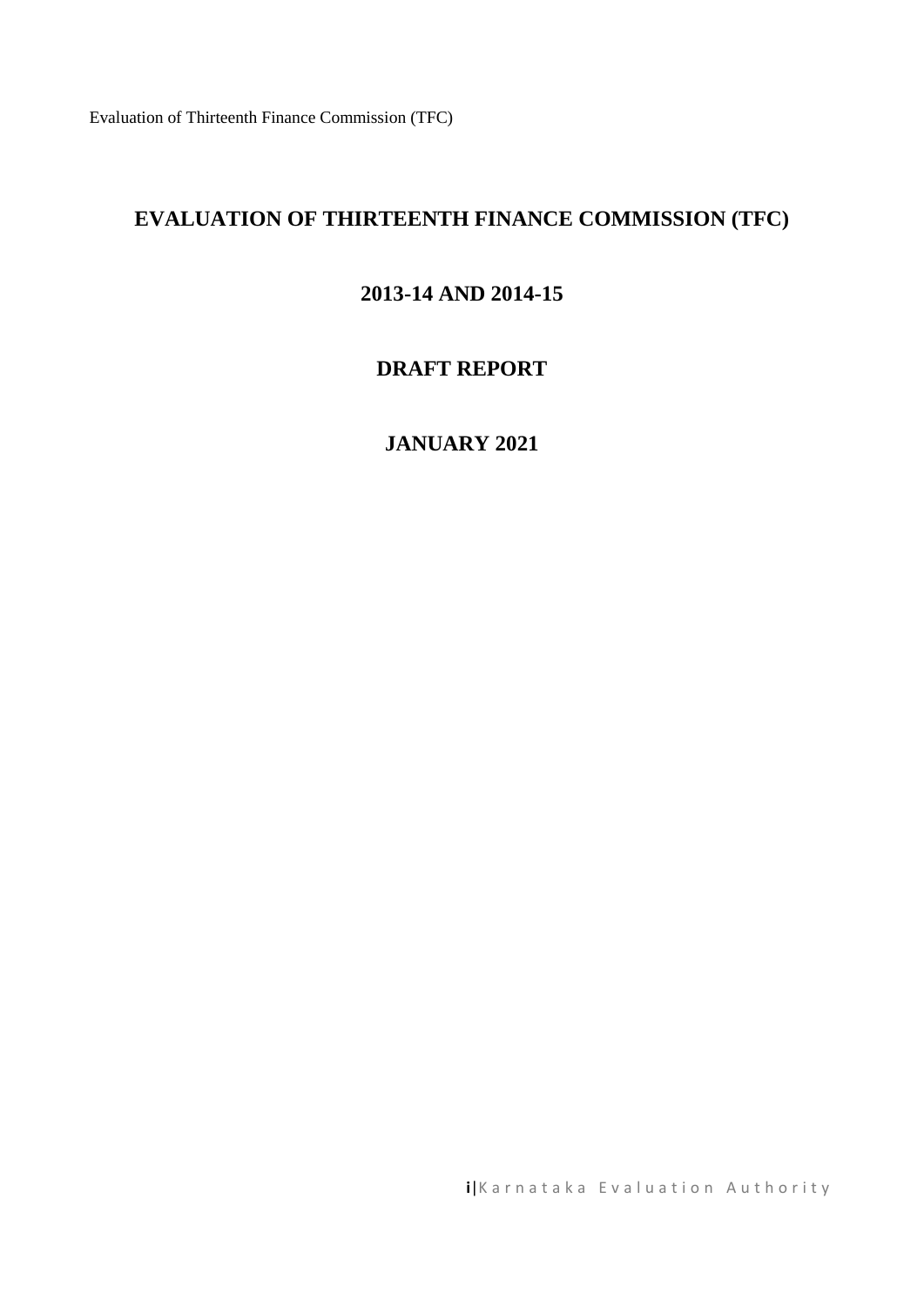# EVALUATION OF THIRTEENTH FINANCE COMMISSION (TFC)

# 2013-14 AND 2014-15

# DRAFT REPORT

# JANUARY 2021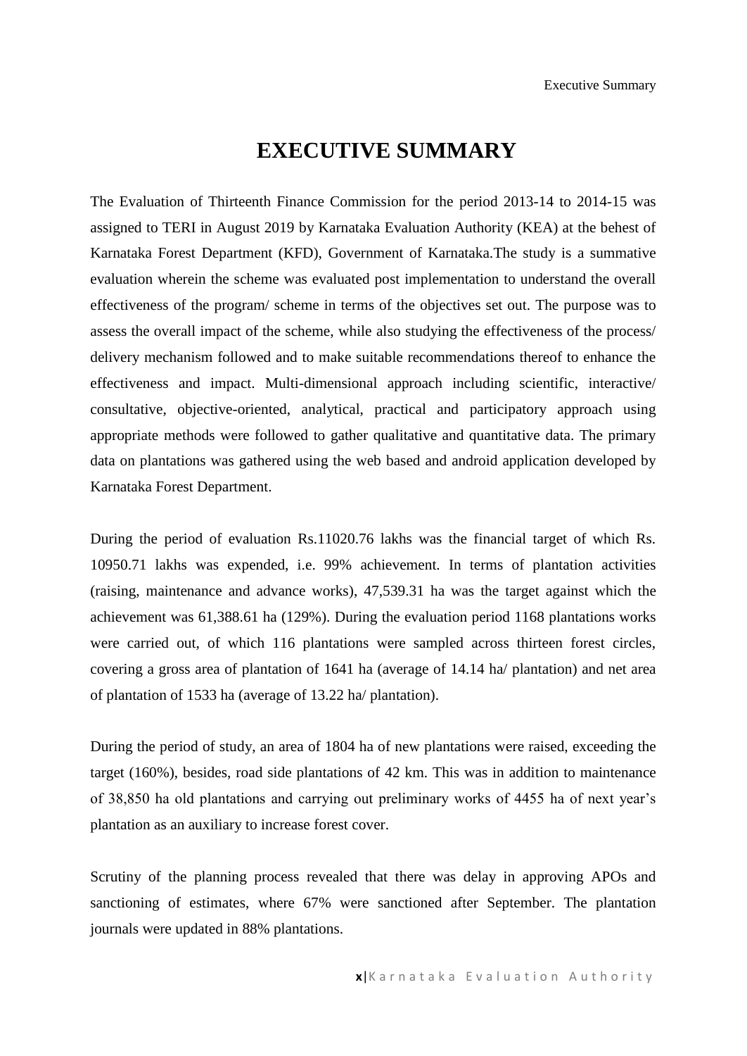# EXECUTIVE SUMMARY

The Evaluation of Thirteenth Finance Commission for the period 2013-14 to 2014-15 was assigned to TERI in August 2019 by Karnataka Evaluation Authority (KEA) at the behest of Karnataka Forest Department (KFD), Government of Karnataka.The study is a summative evaluation wherein the scheme was evaluated post implementation to understand the overall effectiveness of the program/ scheme in terms of the objectives set out. The purpose was to assess the overall impact of the scheme, while also studying the effectiveness of the process/ delivery mechanism followed and to make suitable recommendations thereof to enhance the effectiveness and impact. Multi-dimensional approach including scientific, interactive/ consultative, objective-oriented, analytical, practical and participatory approach using appropriate methods were followed to gather qualitative and quantitative data. The primary data on plantations was gathered using the web based and android application developed by Karnataka Forest Department.

During the period of evaluation Rs.11020.76 lakhs was the financial target of which Rs. 10950.71 lakhs was expended, i.e. 99% achievement. In terms of plantation activities (raising, maintenance and advance works), 47,539.31 ha was the target against which the achievement was 61,388.61 ha (129%). During the evaluation period 1168 plantations works were carried out, of which 116 plantations were sampled across thirteen forest circles, covering a gross area of plantation of 1641 ha (average of 14.14 ha/ plantation) and net area of plantation of 1533 ha (average of 13.22 ha/ plantation).

During the period of study, an area of 1804 ha of new plantations were raised, exceeding the target (160%), besides, road side plantations of 42 km. This was in addition to maintenance of 38,850 ha old plantations and carrying out preliminary works of 4455 ha of next year's plantation as an auxiliary to increase forest cover.

Scrutiny of the planning process revealed that there was delay in approving APOs and sanctioning of estimates, where 67% were sanctioned after September. The plantation journals were updated in 88% plantations.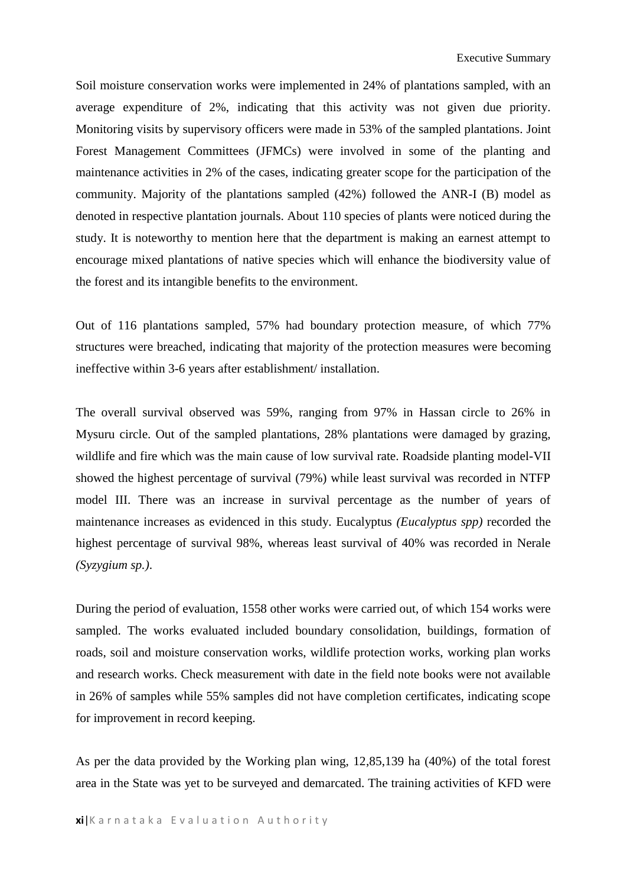Soil moisture conservation works were implemented in 24% of plantations sampled, with an average expenditure of 2%, indicating that this activity was not given due priority. Monitoring visits by supervisory officers were made in 53% of the sampled plantations. Joint Forest Management Committees (JFMCs) were involved in some of the planting and maintenance activities in 2% of the cases, indicating greater scope for the participation of the community. Majority of the plantations sampled (42%) followed the ANR-I (B) model as denoted in respective plantation journals. About 110 species of plants were noticed during the study. It is noteworthy to mention here that the department is making an earnest attempt to encourage mixed plantations of native species which will enhance the biodiversity value of the forest and its intangible benefits to the environment.

Out of 116 plantations sampled, 57% had boundary protection measure, of which 77% structures were breached, indicating that majority of the protection measures were becoming ineffective within 3-6 years after establishment/ installation.

The overall survival observed was 59%, ranging from 97% in Hassan circle to 26% in Mysuru circle. Out of the sampled plantations, 28% plantations were damaged by grazing, wildlife and fire which was the main cause of low survival rate. Roadside planting model-VII showed the highest percentage of survival (79%) while least survival was recorded in NTFP model III. There was an increase in survival percentage as the number of years of maintenance increases as evidenced in this study. Eucalyptus *(Eucalyptus spp)* recorded the highest percentage of survival 98%, whereas least survival of 40% was recorded in Nerale *(Syzygium sp.)*.

During the period of evaluation, 1558 other works were carried out, of which 154 works were sampled. The works evaluated included boundary consolidation, buildings, formation of roads, soil and moisture conservation works, wildlife protection works, working plan works and research works. Check measurement with date in the field note books were not available in 26% of samples while 55% samples did not have completion certificates, indicating scope for improvement in record keeping.

As per the data provided by the Working plan wing, 12,85,139 ha (40%) of the total forest area in the State was yet to be surveyed and demarcated. The training activities of KFD were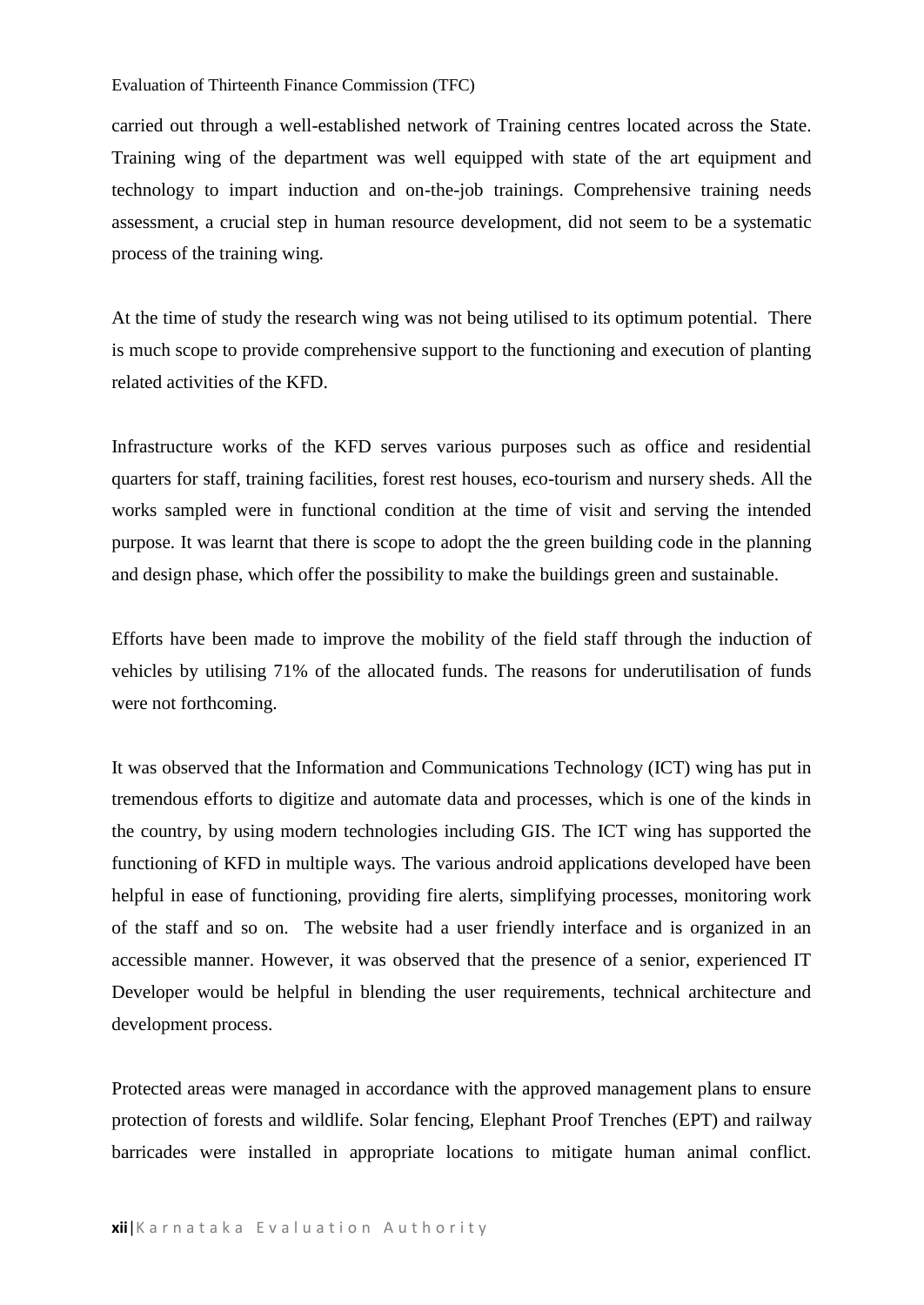carried out through a well-established network of Training centres located across the State. Training wing of the department was well equipped with state of the art equipment and technology to impart induction and on-the-job trainings. Comprehensive training needs assessment, a crucial step in human resource development, did not seem to be a systematic process of the training wing.

At the time of study the research wing was not being utilised to its optimum potential. There is much scope to provide comprehensive support to the functioning and execution of planting related activities of the KFD.

Infrastructure works of the KFD serves various purposes such as office and residential quarters for staff, training facilities, forest rest houses, eco-tourism and nursery sheds. All the works sampled were in functional condition at the time of visit and serving the intended purpose. It was learnt that there is scope to adopt the the green building code in the planning and design phase, which offer the possibility to make the buildings green and sustainable.

Efforts have been made to improve the mobility of the field staff through the induction of vehicles by utilising 71% of the allocated funds. The reasons for underutilisation of funds were not forthcoming.

It was observed that the Information and Communications Technology (ICT) wing has put in tremendous efforts to digitize and automate data and processes, which is one of the kinds in the country, by using modern technologies including GIS. The ICT wing has supported the functioning of KFD in multiple ways. The various android applications developed have been helpful in ease of functioning, providing fire alerts, simplifying processes, monitoring work of the staff and so on. The website had a user friendly interface and is organized in an accessible manner. However, it was observed that the presence of a senior, experienced IT Developer would be helpful in blending the user requirements, technical architecture and development process.

Protected areas were managed in accordance with the approved management plans to ensure protection of forests and wildlife. Solar fencing, Elephant Proof Trenches (EPT) and railway barricades were installed in appropriate locations to mitigate human animal conflict.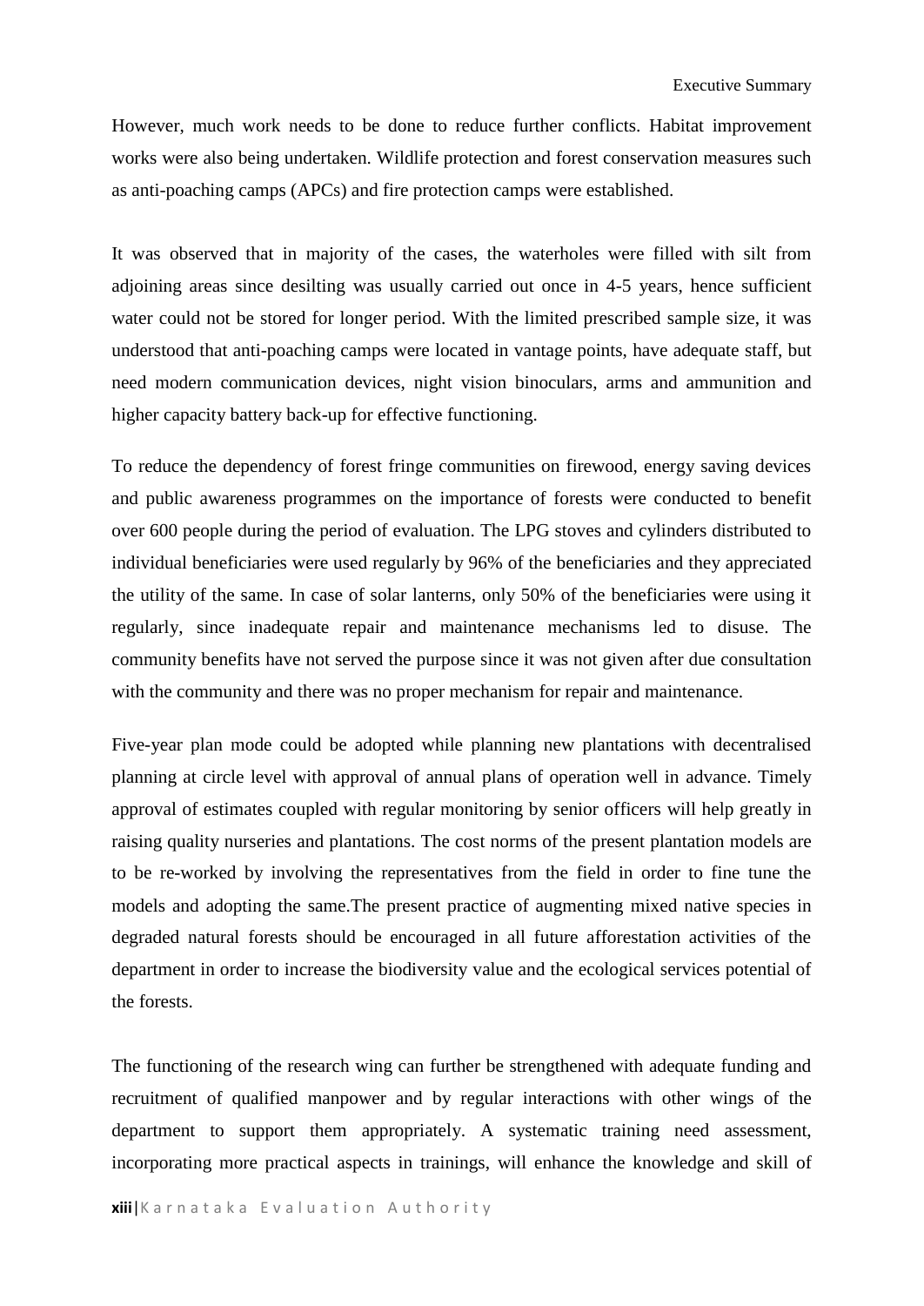However, much work needs to be done to reduce further conflicts. Habitat improvement works were also being undertaken. Wildlife protection and forest conservation measures such as anti-poaching camps (APCs) and fire protection camps were established.

It was observed that in majority of the cases, the waterholes were filled with silt from adjoining areas since desilting was usually carried out once in 4-5 years, hence sufficient water could not be stored for longer period. With the limited prescribed sample size, it was understood that anti-poaching camps were located in vantage points, have adequate staff, but need modern communication devices, night vision binoculars, arms and ammunition and higher capacity battery back-up for effective functioning.

To reduce the dependency of forest fringe communities on firewood, energy saving devices and public awareness programmes on the importance of forests were conducted to benefit over 600 people during the period of evaluation. The LPG stoves and cylinders distributed to individual beneficiaries were used regularly by 96% of the beneficiaries and they appreciated the utility of the same. In case of solar lanterns, only 50% of the beneficiaries were using it regularly, since inadequate repair and maintenance mechanisms led to disuse. The community benefits have not served the purpose since it was not given after due consultation with the community and there was no proper mechanism for repair and maintenance.

Five-year plan mode could be adopted while planning new plantations with decentralised planning at circle level with approval of annual plans of operation well in advance. Timely approval of estimates coupled with regular monitoring by senior officers will help greatly in raising quality nurseries and plantations. The cost norms of the present plantation models are to be re-worked by involving the representatives from the field in order to fine tune the models and adopting the same.The present practice of augmenting mixed native species in degraded natural forests should be encouraged in all future afforestation activities of the department in order to increase the biodiversity value and the ecological services potential of the forests.

The functioning of the research wing can further be strengthened with adequate funding and recruitment of qualified manpower and by regular interactions with other wings of the department to support them appropriately. A systematic training need assessment, incorporating more practical aspects in trainings, will enhance the knowledge and skill of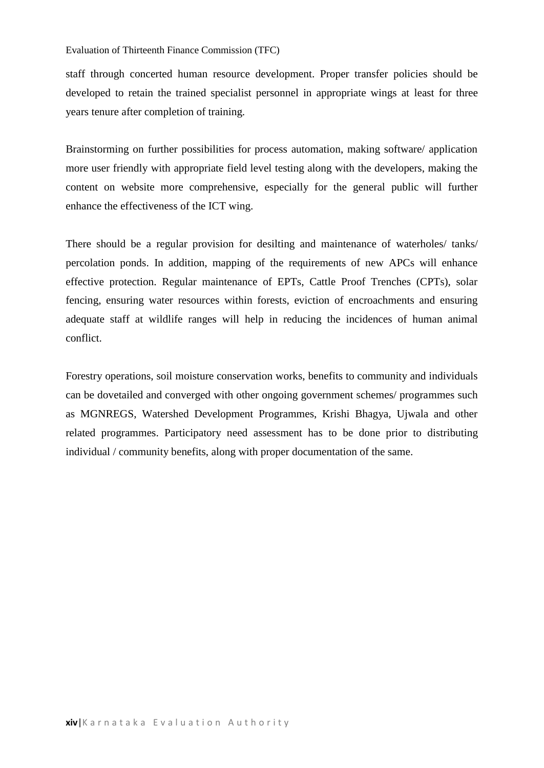staff through concerted human resource development. Proper transfer policies should be developed to retain the trained specialist personnel in appropriate wings at least for three years tenure after completion of training.

Brainstorming on further possibilities for process automation, making software/ application more user friendly with appropriate field level testing along with the developers, making the content on website more comprehensive, especially for the general public will further enhance the effectiveness of the ICT wing.

There should be a regular provision for desilting and maintenance of waterholes/ tanks/ percolation ponds. In addition, mapping of the requirements of new APCs will enhance effective protection. Regular maintenance of EPTs, Cattle Proof Trenches (CPTs), solar fencing, ensuring water resources within forests, eviction of encroachments and ensuring adequate staff at wildlife ranges will help in reducing the incidences of human animal conflict.

Forestry operations, soil moisture conservation works, benefits to community and individuals can be dovetailed and converged with other ongoing government schemes/ programmes such as MGNREGS, Watershed Development Programmes, Krishi Bhagya, Ujwala and other related programmes. Participatory need assessment has to be done prior to distributing individual / community benefits, along with proper documentation of the same.